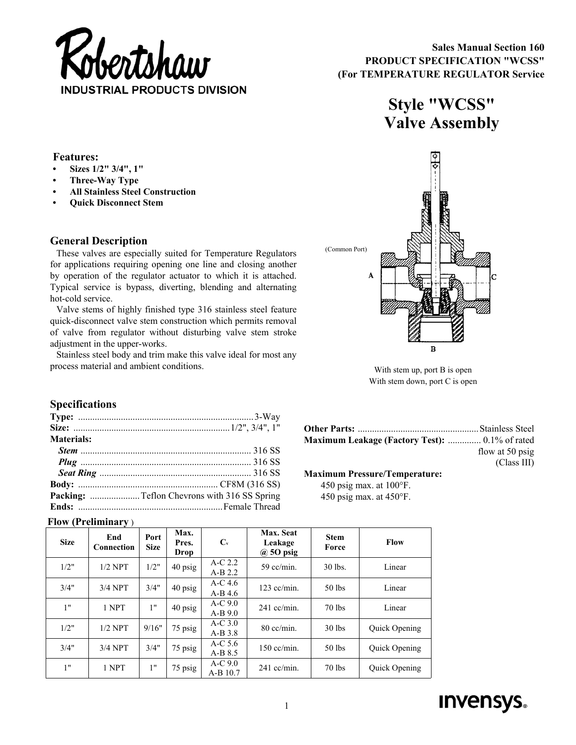Robertshaw

INDUSTRIAL PRODUCTS DIVISION

**Sales Manual Section 160**
**PRODUCT SPECIFICATION "WCSS"**
**(For TEMPERATURE REGULATOR Service**

# Style "WCSS" Valve Assembly

### Features:

- **Sizes 1/2" 3/4", 1"**
- **Three-Way Type**
- **All Stainless Steel Construction**
- **Quick Disconnect Stem**

## General Description

These valves are especially suited for Temperature Regulators for applications requiring opening one line and closing another by operation of the regulator actuator to which it is attached. Typical service is bypass, diverting, blending and alternating hot-cold service.

Valve stems of highly finished type 316 stainless steel feature quick-disconnect valve stem construction which permits removal of valve from regulator without disturbing valve stem stroke adjustment in the upper-works.

Stainless steel body and trim make this valve ideal for most any process material and ambient conditions.

(Common Port)

A C

B

With stem up, port B is open
With stem down, port C is open

## Specifications

**Type:** ........................ 3-Way
**Size:** ........................ 1/2", 3/4", 1"
**Materials:**
  ***Stem*** ........................ 316 SS
  ***Plug*** ........................ 316 SS
  ***Seat Ring*** ........................ 316 SS
**Body:** ........................ CF8M (316 SS)
**Packing:** ........................ Teflon Chevrons with 316 SS Spring
**Ends:** ........................ Female Thread

**Other Parts:** ........................ Stainless Steel
**Maximum Leakage (Factory Test):** .............. 0.1% of rated flow at 50 psig (Class III)

**Maximum Pressure/Temperature:**
450 psig max. at 100°F.
450 psig max. at 450°F.

**Flow (Preliminary)**

| Size | End Connection | Port Size | Max. Pres. Drop | $C_v$ | Max. Seat Leakage @ 5O psig | Stem Force | Flow |
|---|---|---|---|---|---|---|---|
| 1/2" | 1/2 NPT | 1/2" | 40 psig | A-C 2.2<br>A-B 2.2 | 59 cc/min. | 30 lbs. | Linear |
| 3/4" | 3/4 NPT | 3/4" | 40 psig | A-C 4.6<br>A-B 4.6 | 123 cc/min. | 50 lbs | Linear |
| 1" | 1 NPT | 1" | 40 psig | A-C 9.0<br>A-B 9.0 | 241 cc/min. | 70 lbs | Linear |
| 1/2" | 1/2 NPT | 9/16" | 75 psig | A-C 3.0<br>A-B 3.8 | 80 cc/min. | 30 lbs | Quick Opening |
| 3/4" | 3/4 NPT | 3/4" | 75 psig | A-C 5.6<br>A-B 8.5 | 150 cc/min. | 50 lbs | Quick Opening |
| 1" | 1 NPT | 1" | 75 psig | A-C 9.0<br>A-B 10.7 | 241 cc/min. | 70 lbs | Quick Opening |

invensys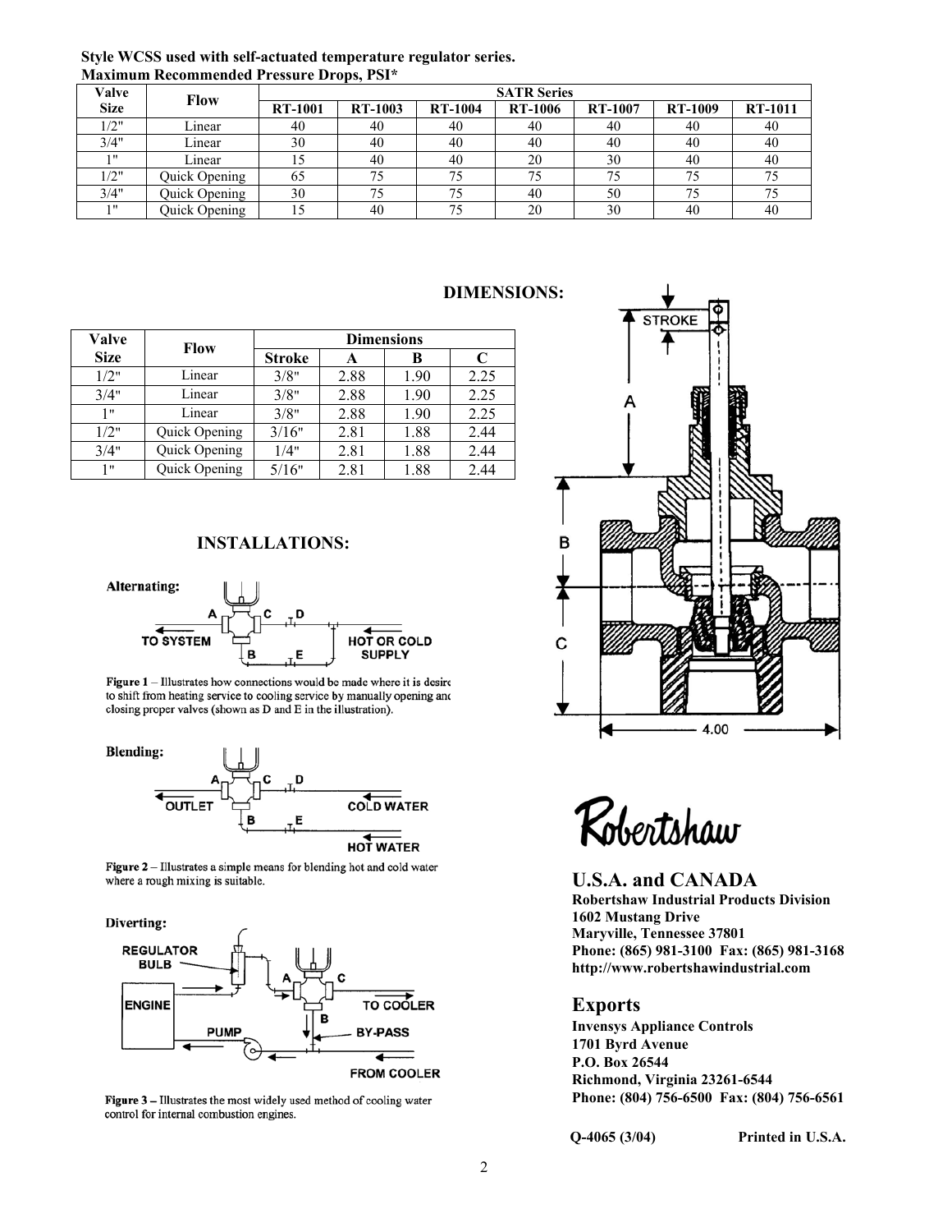**Style WCSS used with self-actuated temperature regulator series.**
**Maximum Recommended Pressure Drops, PSI***

| Valve Size | Flow | SATR Series | | | | | | |
|---|---|---|---|---|---|---|---|---|
| | | RT-1001 | RT-1003 | RT-1004 | RT-1006 | RT-1007 | RT-1009 | RT-1011 |
| 1/2" | Linear | 40 | 40 | 40 | 40 | 40 | 40 | 40 |
| 3/4" | Linear | 30 | 40 | 40 | 40 | 40 | 40 | 40 |
| 1" | Linear | 15 | 40 | 40 | 20 | 30 | 40 | 40 |
| 1/2" | Quick Opening | 65 | 75 | 75 | 75 | 75 | 75 | 75 |
| 3/4" | Quick Opening | 30 | 75 | 75 | 40 | 50 | 75 | 75 |
| 1" | Quick Opening | 15 | 40 | 75 | 20 | 30 | 40 | 40 |

## DIMENSIONS:

| Valve Size | Flow | Dimensions | | | |
|---|---|---|---|---|---|
| | | Stroke | A | B | C |
| 1/2" | Linear | 3/8" | 2.88 | 1.90 | 2.25 |
| 3/4" | Linear | 3/8" | 2.88 | 1.90 | 2.25 |
| 1" | Linear | 3/8" | 2.88 | 1.90 | 2.25 |
| 1/2" | Quick Opening | 3/16" | 2.81 | 1.88 | 2.44 |
| 3/4" | Quick Opening | 1/4" | 2.81 | 1.88 | 2.44 |
| 1" | Quick Opening | 5/16" | 2.81 | 1.88 | 2.44 |

STROKE
A
B
C
4.00

## INSTALLATIONS:

**Alternating:**

A C D
TO SYSTEM
B E
HOT OR COLD SUPPLY

**Figure 1** – Illustrates how connections would be made where it is desired to shift from heating service to cooling service by manually opening and closing proper valves (shown as D and E in the illustration).

**Blending:**

A C D
OUTLET
COLD WATER
B E
HOT WATER

**Figure 2** – Illustrates a simple means for blending hot and cold water where a rough mixing is suitable.

**Diverting:**

REGULATOR BULB
A C
ENGINE
TO COOLER
B
PUMP
BY-PASS
FROM COOLER

**Figure 3** – Illustrates the most widely used method of cooling water control for internal combustion engines.

Robertshaw

## U.S.A. and CANADA

**Robertshaw Industrial Products Division**
**1602 Mustang Drive**
**Maryville, Tennessee 37801**
**Phone: (865) 981-3100 Fax: (865) 981-3168**
**http://www.robertshawindustrial.com**

## Exports

**Invensys Appliance Controls**
**1701 Byrd Avenue**
**P.O. Box 26544**
**Richmond, Virginia 23261-6544**
**Phone: (804) 756-6500 Fax: (804) 756-6561**

**Q-4065 (3/04)** **Printed in U.S.A.**